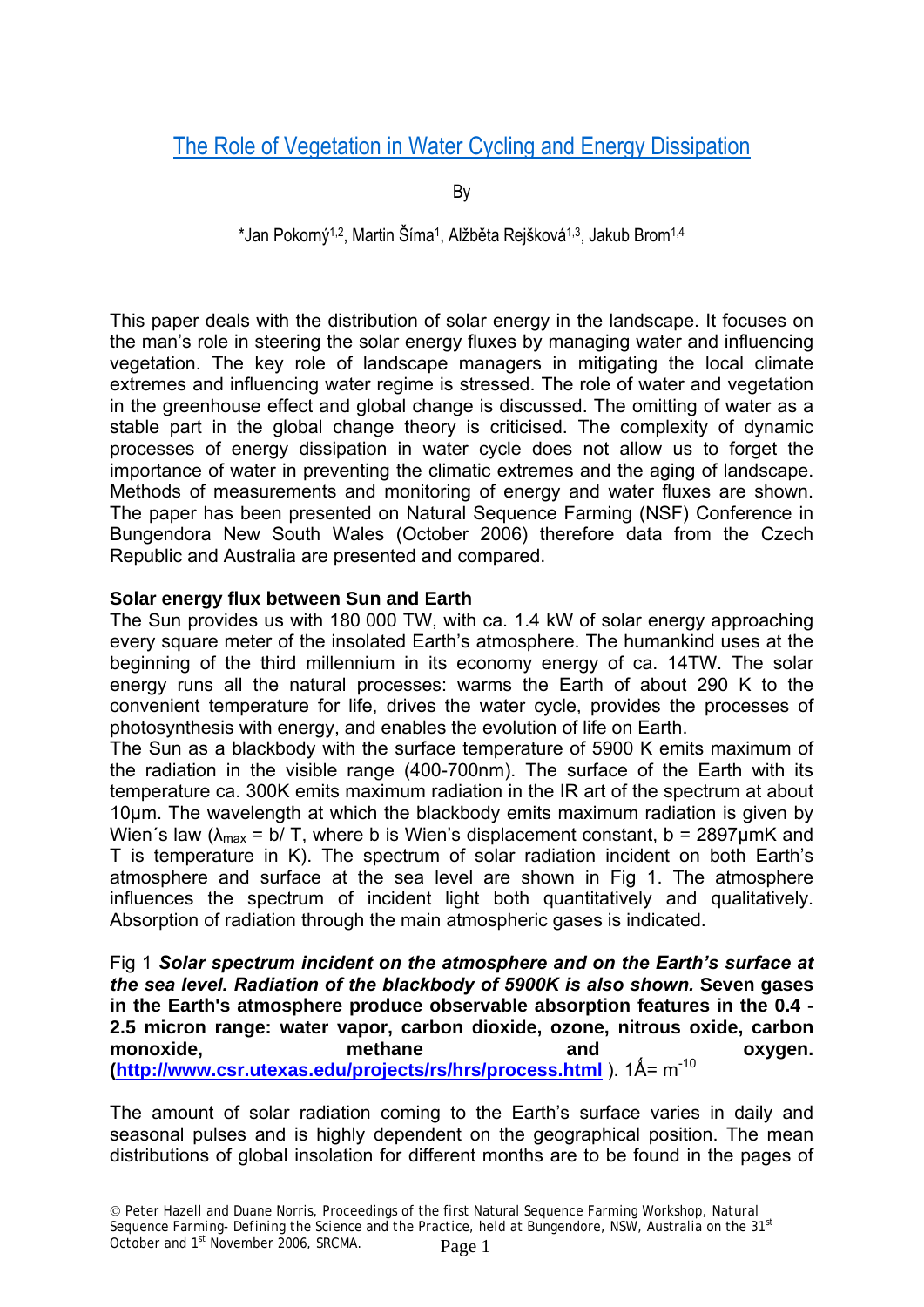# The Role of Vegetation in Water Cycling and Energy Dissipation

By

*Jan Pokorný[1,2], Martin Šíma[1], Alžběta Rejšková[1,3], Jakub Brom[1,4]

This paper deals with the distribution of solar energy in the landscape. It focuses on the man's role in steering the solar energy fluxes by managing water and influencing vegetation. The key role of landscape managers in mitigating the local climate extremes and influencing water regime is stressed. The role of water and vegetation in the greenhouse effect and global change is discussed. The omitting of water as a stable part in the global change theory is criticised. The complexity of dynamic processes of energy dissipation in water cycle does not allow us to forget the importance of water in preventing the climatic extremes and the aging of landscape. Methods of measurements and monitoring of energy and water fluxes are shown. The paper has been presented on Natural Sequence Farming (NSF) Conference in Bungendora New South Wales (October 2006) therefore data from the Czech Republic and Australia are presented and compared.

**Solar energy flux between Sun and Earth**

The Sun provides us with 180 000 TW, with ca. 1.4 kW of solar energy approaching every square meter of the insolated Earth's atmosphere. The humankind uses at the beginning of the third millennium in its economy energy of ca. 14TW. The solar energy runs all the natural processes: warms the Earth of about 290 K to the convenient temperature for life, drives the water cycle, provides the processes of photosynthesis with energy, and enables the evolution of life on Earth.
The Sun as a blackbody with the surface temperature of 5900 K emits maximum of the radiation in the visible range (400-700nm). The surface of the Earth with its temperature ca. 300K emits maximum radiation in the IR art of the spectrum at about 10µm. The wavelength at which the blackbody emits maximum radiation is given by Wien´s law ($\lambda_{max} = b/T$, where b is Wien's displacement constant, b = 2897µmK and T is temperature in K). The spectrum of solar radiation incident on both Earth's atmosphere and surface at the sea level are shown in Fig 1. The atmosphere influences the spectrum of incident light both quantitatively and qualitatively. Absorption of radiation through the main atmospheric gases is indicated.

Fig 1 ***Solar spectrum incident on the atmosphere and on the Earth's surface at the sea level. Radiation of the blackbody of 5900K is also shown.*** **Seven gases in the Earth's atmosphere produce observable absorption features in the 0.4 - 2.5 micron range: water vapor, carbon dioxide, ozone, nitrous oxide, carbon monoxide, methane and oxygen. (http://www.csr.utexas.edu/projects/rs/hrs/process.html** ). 1Á= $m^{-10}$

The amount of solar radiation coming to the Earth's surface varies in daily and seasonal pulses and is highly dependent on the geographical position. The mean distributions of global insolation for different months are to be found in the pages of

© Peter Hazell and Duane Norris, Proceedings of the first Natural Sequence Farming Workshop, Natural Sequence Farming- Defining the Science and the Practice, held at Bungendore, NSW, Australia on the 31st October and 1st November 2006, SRCMA.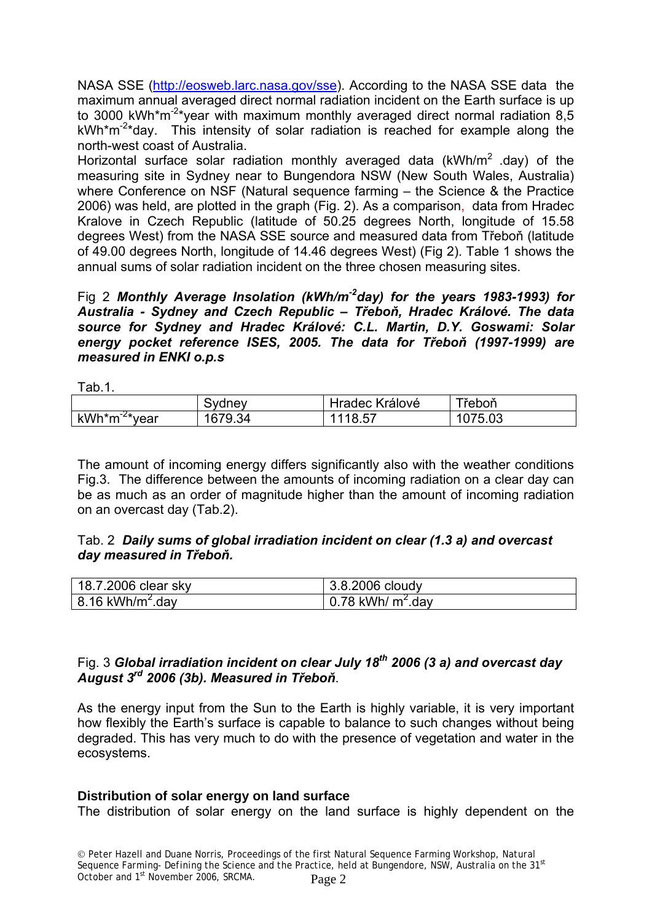NASA SSE (http://eosweb.larc.nasa.gov/sse). According to the NASA SSE data the maximum annual averaged direct normal radiation incident on the Earth surface is up to 3000 kWh*$m^{-2}$*year with maximum monthly averaged direct normal radiation 8,5 kWh*$m^{-2}$*day. This intensity of solar radiation is reached for example along the north-west coast of Australia.

Horizontal surface solar radiation monthly averaged data (kWh/$m^2$ .day) of the measuring site in Sydney near to Bungendora NSW (New South Wales, Australia) where Conference on NSF (Natural sequence farming – the Science & the Practice 2006) was held, are plotted in the graph (Fig. 2). As a comparison, data from Hradec Kralove in Czech Republic (latitude of 50.25 degrees North, longitude of 15.58 degrees West) from the NASA SSE source and measured data from Třeboň (latitude of 49.00 degrees North, longitude of 14.46 degrees West) (Fig 2). Table 1 shows the annual sums of solar radiation incident on the three chosen measuring sites.

Fig 2 ***Monthly Average Insolation (kWh/$m^{-2}$day) for the years 1983-1993) for Australia - Sydney and Czech Republic – Třeboň, Hradec Králové. The data source for Sydney and Hradec Králové: C.L. Martin, D.Y. Goswami: Solar energy pocket reference ISES, 2005. The data for Třeboň (1997-1999) are measured in ENKI o.p.s***

Tab.1.

| | Sydney | Hradec Králové | Třeboň |
|---|---|---|---|
| kWh*$m^{-2}$*year | 1679.34 | 1118.57 | 1075.03 |

The amount of incoming energy differs significantly also with the weather conditions Fig.3. The difference between the amounts of incoming radiation on a clear day can be as much as an order of magnitude higher than the amount of incoming radiation on an overcast day (Tab.2).

Tab. 2 ***Daily sums of global irradiation incident on clear (1.3 a) and overcast day measured in Třeboň.***

| | |
|---|---|
| 18.7.2006 clear sky | 3.8.2006 cloudy |
| 8.16 kWh/$m^2$.day | 0.78 kWh/ $m^2$.day |

Fig. 3 ***Global irradiation incident on clear July 18th 2006 (3 a) and overcast day August 3rd 2006 (3b). Measured in Třeboň***.

As the energy input from the Sun to the Earth is highly variable, it is very important how flexibly the Earth's surface is capable to balance to such changes without being degraded. This has very much to do with the presence of vegetation and water in the ecosystems.

**Distribution of solar energy on land surface**

The distribution of solar energy on the land surface is highly dependent on the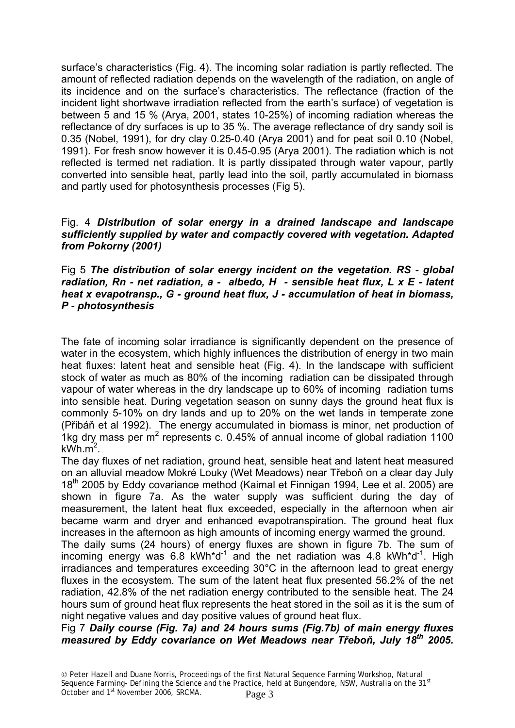surface's characteristics (Fig. 4). The incoming solar radiation is partly reflected. The amount of reflected radiation depends on the wavelength of the radiation, on angle of its incidence and on the surface's characteristics. The reflectance (fraction of the incident light shortwave irradiation reflected from the earth's surface) of vegetation is between 5 and 15 % (Arya, 2001, states 10-25%) of incoming radiation whereas the reflectance of dry surfaces is up to 35 %. The average reflectance of dry sandy soil is 0.35 (Nobel, 1991), for dry clay 0.25-0.40 (Arya 2001) and for peat soil 0.10 (Nobel, 1991). For fresh snow however it is 0.45-0.95 (Arya 2001). The radiation which is not reflected is termed net radiation. It is partly dissipated through water vapour, partly converted into sensible heat, partly lead into the soil, partly accumulated in biomass and partly used for photosynthesis processes (Fig 5).

Fig. 4 ***Distribution of solar energy in a drained landscape and landscape sufficiently supplied by water and compactly covered with vegetation. Adapted from Pokorny (2001)***

Fig 5 ***The distribution of solar energy incident on the vegetation. RS - global radiation, Rn - net radiation, a - albedo, H - sensible heat flux, L x E - latent heat x evapotransp., G - ground heat flux, J - accumulation of heat in biomass, P - photosynthesis***

The fate of incoming solar irradiance is significantly dependent on the presence of water in the ecosystem, which highly influences the distribution of energy in two main heat fluxes: latent heat and sensible heat (Fig. 4). In the landscape with sufficient stock of water as much as 80% of the incoming radiation can be dissipated through vapour of water whereas in the dry landscape up to 60% of incoming radiation turns into sensible heat. During vegetation season on sunny days the ground heat flux is commonly 5-10% on dry lands and up to 20% on the wet lands in temperate zone (Přibáň et al 1992). The energy accumulated in biomass is minor, net production of 1kg dry mass per $m^2$ represents c. 0.45% of annual income of global radiation 1100 $kWh.m^2$.

The day fluxes of net radiation, ground heat, sensible heat and latent heat measured on an alluvial meadow Mokré Louky (Wet Meadows) near Třeboň on a clear day July 18th 2005 by Eddy covariance method (Kaimal et Finnigan 1994, Lee et al. 2005) are shown in figure 7a. As the water supply was sufficient during the day of measurement, the latent heat flux exceeded, especially in the afternoon when air became warm and dryer and enhanced evapotranspiration. The ground heat flux increases in the afternoon as high amounts of incoming energy warmed the ground.

The daily sums (24 hours) of energy fluxes are shown in figure 7b. The sum of incoming energy was 6.8 $kWh*d^{-1}$ and the net radiation was 4.8 $kWh*d^{-1}$. High irradiances and temperatures exceeding 30°C in the afternoon lead to great energy fluxes in the ecosystem. The sum of the latent heat flux presented 56.2% of the net radiation, 42.8% of the net radiation energy contributed to the sensible heat. The 24 hours sum of ground heat flux represents the heat stored in the soil as it is the sum of night negative values and day positive values of ground heat flux.

Fig 7 ***Daily course (Fig. 7a) and 24 hours sums (Fig.7b) of main energy fluxes measured by Eddy covariance on Wet Meadows near Třeboň, July 18th 2005.***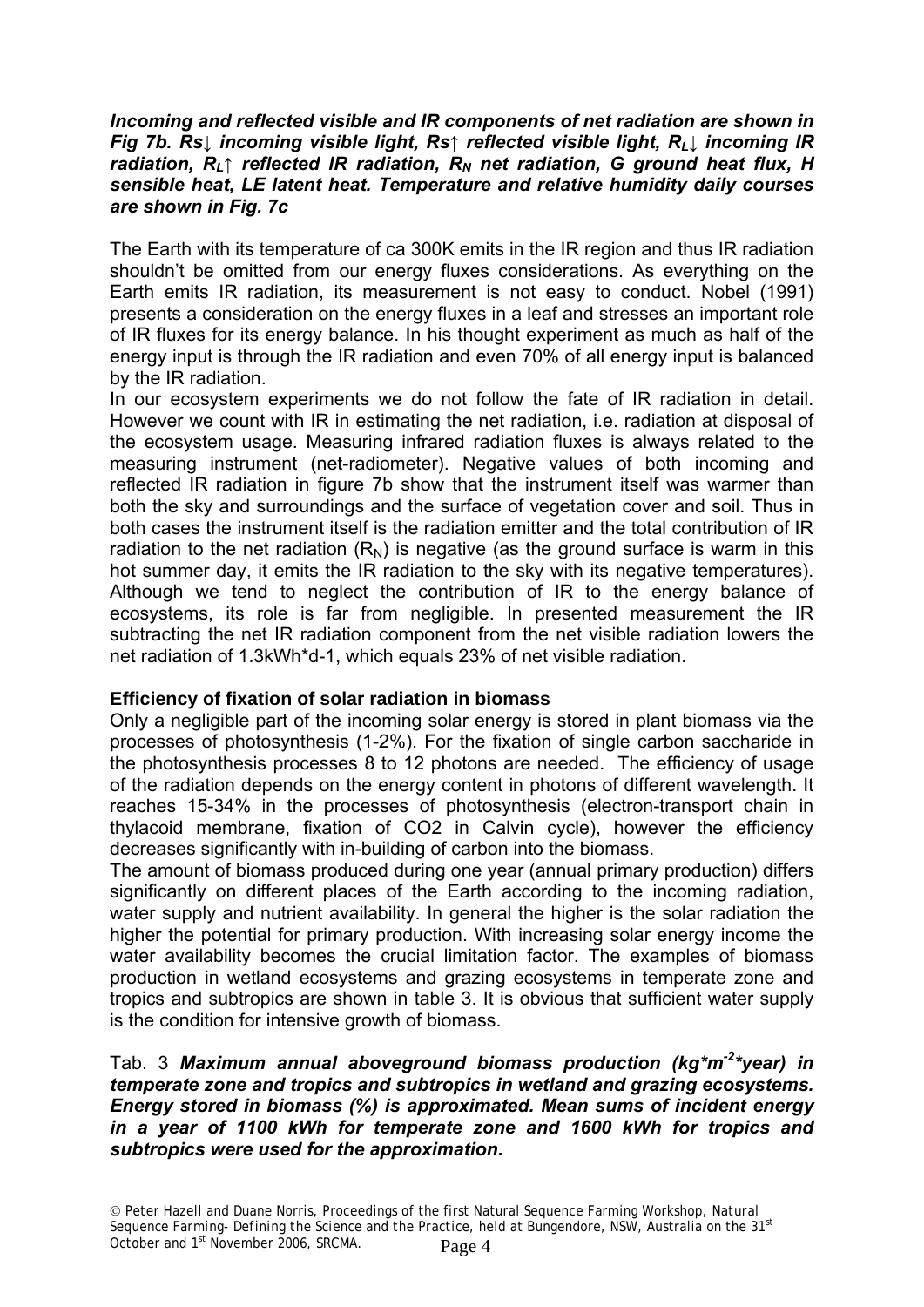***Incoming and reflected visible and IR components of net radiation are shown in Fig 7b. Rs↓ incoming visible light, Rs↑ reflected visible light, $R_L$↓ incoming IR radiation, $R_L$↑ reflected IR radiation, $R_N$ net radiation, G ground heat flux, H sensible heat, LE latent heat. Temperature and relative humidity daily courses are shown in Fig. 7c***

The Earth with its temperature of ca 300K emits in the IR region and thus IR radiation shouldn't be omitted from our energy fluxes considerations. As everything on the Earth emits IR radiation, its measurement is not easy to conduct. Nobel (1991) presents a consideration on the energy fluxes in a leaf and stresses an important role of IR fluxes for its energy balance. In his thought experiment as much as half of the energy input is through the IR radiation and even 70% of all energy input is balanced by the IR radiation.

In our ecosystem experiments we do not follow the fate of IR radiation in detail. However we count with IR in estimating the net radiation, i.e. radiation at disposal of the ecosystem usage. Measuring infrared radiation fluxes is always related to the measuring instrument (net-radiometer). Negative values of both incoming and reflected IR radiation in figure 7b show that the instrument itself was warmer than both the sky and surroundings and the surface of vegetation cover and soil. Thus in both cases the instrument itself is the radiation emitter and the total contribution of IR radiation to the net radiation ($R_N$) is negative (as the ground surface is warm in this hot summer day, it emits the IR radiation to the sky with its negative temperatures). Although we tend to neglect the contribution of IR to the energy balance of ecosystems, its role is far from negligible. In presented measurement the IR subtracting the net IR radiation component from the net visible radiation lowers the net radiation of 1.3kWh*d-1, which equals 23% of net visible radiation.

**Efficiency of fixation of solar radiation in biomass**

Only a negligible part of the incoming solar energy is stored in plant biomass via the processes of photosynthesis (1-2%). For the fixation of single carbon saccharide in the photosynthesis processes 8 to 12 photons are needed. The efficiency of usage of the radiation depends on the energy content in photons of different wavelength. It reaches 15-34% in the processes of photosynthesis (electron-transport chain in thylacoid membrane, fixation of $CO_2$ in Calvin cycle), however the efficiency decreases significantly with in-building of carbon into the biomass.

The amount of biomass produced during one year (annual primary production) differs significantly on different places of the Earth according to the incoming radiation, water supply and nutrient availability. In general the higher is the solar radiation the higher the potential for primary production. With increasing solar energy income the water availability becomes the crucial limitation factor. The examples of biomass production in wetland ecosystems and grazing ecosystems in temperate zone and tropics and subtropics are shown in table 3. It is obvious that sufficient water supply is the condition for intensive growth of biomass.

Tab. 3 ***Maximum annual aboveground biomass production (kg*m$^{-2}$*year) in temperate zone and tropics and subtropics in wetland and grazing ecosystems. Energy stored in biomass (%) is approximated. Mean sums of incident energy in a year of 1100 kWh for temperate zone and 1600 kWh for tropics and subtropics were used for the approximation.***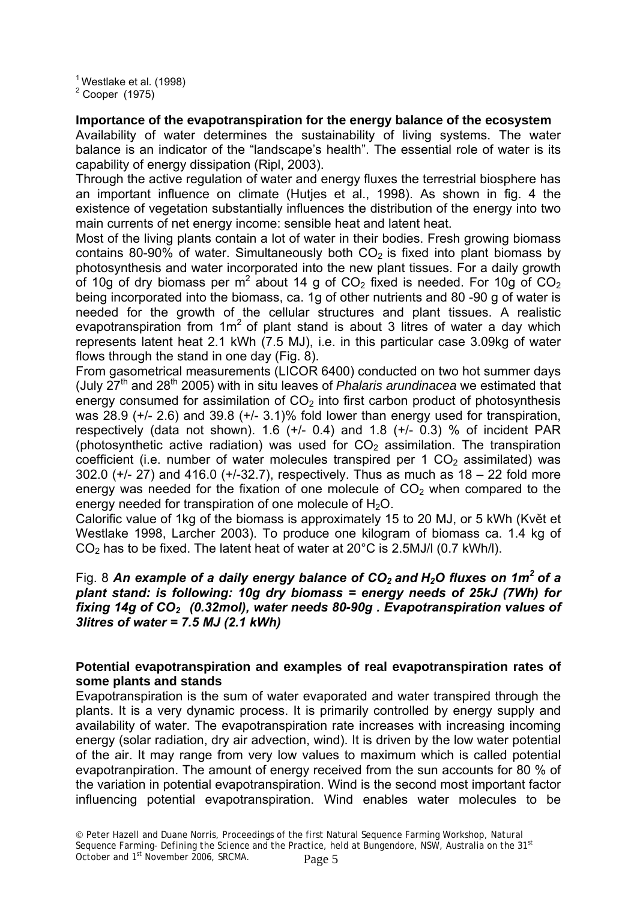[1] Westlake et al. (1998)
[2] Cooper (1975)

**Importance of the evapotranspiration for the energy balance of the ecosystem**

Availability of water determines the sustainability of living systems. The water balance is an indicator of the "landscape's health". The essential role of water is its capability of energy dissipation (Ripl, 2003).

Through the active regulation of water and energy fluxes the terrestrial biosphere has an important influence on climate (Hutjes et al., 1998). As shown in fig. 4 the existence of vegetation substantially influences the distribution of the energy into two main currents of net energy income: sensible heat and latent heat.

Most of the living plants contain a lot of water in their bodies. Fresh growing biomass contains 80-90% of water. Simultaneously both $CO_2$ is fixed into plant biomass by photosynthesis and water incorporated into the new plant tissues. For a daily growth of 10g of dry biomass per $m^2$ about 14 g of $CO_2$ fixed is needed. For 10g of $CO_2$ being incorporated into the biomass, ca. 1g of other nutrients and 80 -90 g of water is needed for the growth of the cellular structures and plant tissues. A realistic evapotranspiration from $1m^2$ of plant stand is about 3 litres of water a day which represents latent heat 2.1 kWh (7.5 MJ), i.e. in this particular case 3.09kg of water flows through the stand in one day (Fig. 8).

From gasometrical measurements (LICOR 6400) conducted on two hot summer days (July 27th and 28th 2005) with in situ leaves of *Phalaris arundinacea* we estimated that energy consumed for assimilation of $CO_2$ into first carbon product of photosynthesis was 28.9 (+/- 2.6) and 39.8 (+/- 3.1)% fold lower than energy used for transpiration, respectively (data not shown). 1.6 (+/- 0.4) and 1.8 (+/- 0.3) % of incident PAR (photosynthetic active radiation) was used for $CO_2$ assimilation. The transpiration coefficient (i.e. number of water molecules transpired per 1 $CO_2$ assimilated) was 302.0 (+/- 27) and 416.0 (+/-32.7), respectively. Thus as much as 18 – 22 fold more energy was needed for the fixation of one molecule of $CO_2$ when compared to the energy needed for transpiration of one molecule of $H_2O$.

Calorific value of 1kg of the biomass is approximately 15 to 20 MJ, or 5 kWh (Květ et Westlake 1998, Larcher 2003). To produce one kilogram of biomass ca. 1.4 kg of $CO_2$ has to be fixed. The latent heat of water at 20°C is 2.5MJ/l (0.7 kWh/l).

Fig. 8 ***An example of a daily energy balance of $CO_2$ and $H_2O$ fluxes on $1m^2$ of a plant stand: is following: 10g dry biomass = energy needs of 25kJ (7Wh) for fixing 14g of $CO_2$ (0.32mol), water needs 80-90g . Evapotranspiration values of 3litres of water = 7.5 MJ (2.1 kWh)***

**Potential evapotranspiration and examples of real evapotranspiration rates of some plants and stands**

Evapotranspiration is the sum of water evaporated and water transpired through the plants. It is a very dynamic process. It is primarily controlled by energy supply and availability of water. The evapotranspiration rate increases with increasing incoming energy (solar radiation, dry air advection, wind). It is driven by the low water potential of the air. It may range from very low values to maximum which is called potential evapotranpiration. The amount of energy received from the sun accounts for 80 % of the variation in potential evapotranspiration. Wind is the second most important factor influencing potential evapotranspiration. Wind enables water molecules to be

© Peter Hazell and Duane Norris, Proceedings of the first Natural Sequence Farming Workshop, Natural Sequence Farming- Defining the Science and the Practice, held at Bungendore, NSW, Australia on the 31st October and 1st November 2006, SRCMA.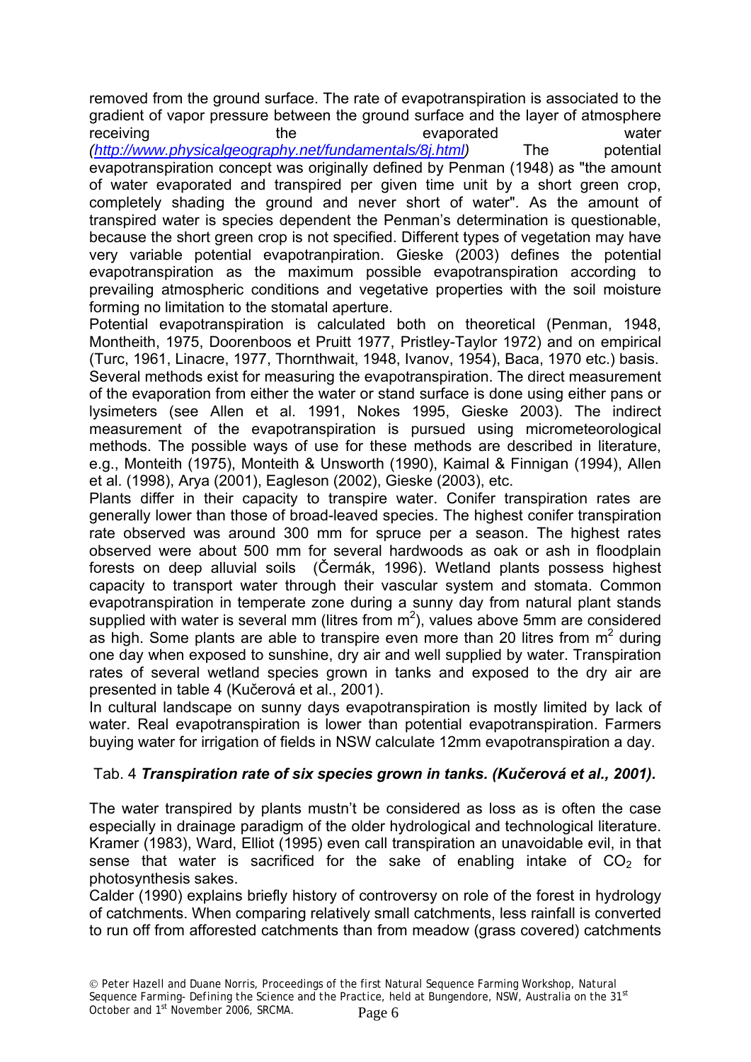removed from the ground surface. The rate of evapotranspiration is associated to the gradient of vapor pressure between the ground surface and the layer of atmosphere receiving the evaporated water *(http://www.physicalgeography.net/fundamentals/8j.html)* The potential evapotranspiration concept was originally defined by Penman (1948) as "the amount of water evaporated and transpired per given time unit by a short green crop, completely shading the ground and never short of water". As the amount of transpired water is species dependent the Penman's determination is questionable, because the short green crop is not specified. Different types of vegetation may have very variable potential evapotranpiration. Gieske (2003) defines the potential evapotranspiration as the maximum possible evapotranspiration according to prevailing atmospheric conditions and vegetative properties with the soil moisture forming no limitation to the stomatal aperture.

Potential evapotranspiration is calculated both on theoretical (Penman, 1948, Montheith, 1975, Doorenboos et Pruitt 1977, Pristley-Taylor 1972) and on empirical (Turc, 1961, Linacre, 1977, Thornthwait, 1948, Ivanov, 1954), Baca, 1970 etc.) basis. Several methods exist for measuring the evapotranspiration. The direct measurement of the evaporation from either the water or stand surface is done using either pans or lysimeters (see Allen et al. 1991, Nokes 1995, Gieske 2003). The indirect measurement of the evapotranspiration is pursued using micrometeorological methods. The possible ways of use for these methods are described in literature, e.g., Monteith (1975), Monteith & Unsworth (1990), Kaimal & Finnigan (1994), Allen et al. (1998), Arya (2001), Eagleson (2002), Gieske (2003), etc.

Plants differ in their capacity to transpire water. Conifer transpiration rates are generally lower than those of broad-leaved species. The highest conifer transpiration rate observed was around 300 mm for spruce per a season. The highest rates observed were about 500 mm for several hardwoods as oak or ash in floodplain forests on deep alluvial soils (Čermák, 1996). Wetland plants possess highest capacity to transport water through their vascular system and stomata. Common evapotranspiration in temperate zone during a sunny day from natural plant stands supplied with water is several mm (litres from $m^2$), values above 5mm are considered as high. Some plants are able to transpire even more than 20 litres from $m^2$ during one day when exposed to sunshine, dry air and well supplied by water. Transpiration rates of several wetland species grown in tanks and exposed to the dry air are presented in table 4 (Kučerová et al., 2001).

In cultural landscape on sunny days evapotranspiration is mostly limited by lack of water. Real evapotranspiration is lower than potential evapotranspiration. Farmers buying water for irrigation of fields in NSW calculate 12mm evapotranspiration a day.

Tab. 4 ***Transpiration rate of six species grown in tanks. (Kučerová et al., 2001).***

The water transpired by plants mustn't be considered as loss as is often the case especially in drainage paradigm of the older hydrological and technological literature. Kramer (1983), Ward, Elliot (1995) even call transpiration an unavoidable evil, in that sense that water is sacrificed for the sake of enabling intake of $CO_2$ for photosynthesis sakes.

Calder (1990) explains briefly history of controversy on role of the forest in hydrology of catchments. When comparing relatively small catchments, less rainfall is converted to run off from afforested catchments than from meadow (grass covered) catchments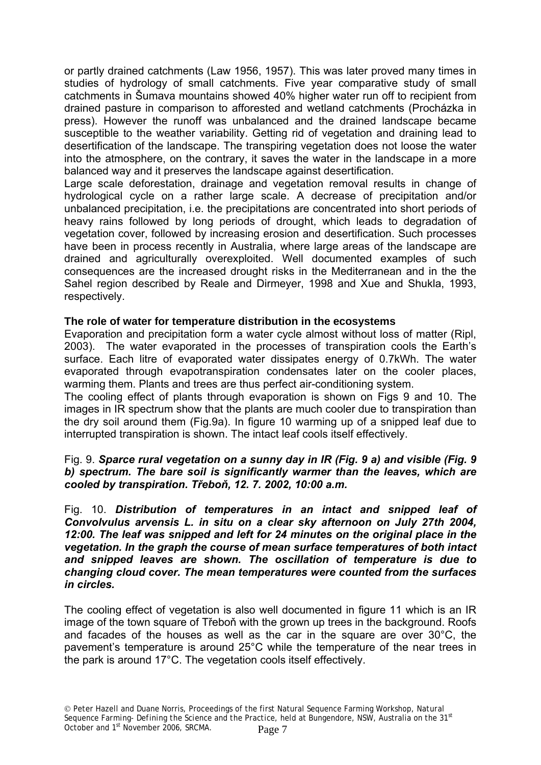or partly drained catchments (Law 1956, 1957). This was later proved many times in studies of hydrology of small catchments. Five year comparative study of small catchments in Šumava mountains showed 40% higher water run off to recipient from drained pasture in comparison to afforested and wetland catchments (Procházka in press). However the runoff was unbalanced and the drained landscape became susceptible to the weather variability. Getting rid of vegetation and draining lead to desertification of the landscape. The transpiring vegetation does not loose the water into the atmosphere, on the contrary, it saves the water in the landscape in a more balanced way and it preserves the landscape against desertification.

Large scale deforestation, drainage and vegetation removal results in change of hydrological cycle on a rather large scale. A decrease of precipitation and/or unbalanced precipitation, i.e. the precipitations are concentrated into short periods of heavy rains followed by long periods of drought, which leads to degradation of vegetation cover, followed by increasing erosion and desertification. Such processes have been in process recently in Australia, where large areas of the landscape are drained and agriculturally overexploited. Well documented examples of such consequences are the increased drought risks in the Mediterranean and in the the Sahel region described by Reale and Dirmeyer, 1998 and Xue and Shukla, 1993, respectively.

**The role of water for temperature distribution in the ecosystems**

Evaporation and precipitation form a water cycle almost without loss of matter (Ripl, 2003). The water evaporated in the processes of transpiration cools the Earth's surface. Each litre of evaporated water dissipates energy of 0.7kWh. The water evaporated through evapotranspiration condensates later on the cooler places, warming them. Plants and trees are thus perfect air-conditioning system.

The cooling effect of plants through evaporation is shown on Figs 9 and 10. The images in IR spectrum show that the plants are much cooler due to transpiration than the dry soil around them (Fig.9a). In figure 10 warming up of a snipped leaf due to interrupted transpiration is shown. The intact leaf cools itself effectively.

Fig. 9. ***Sparce rural vegetation on a sunny day in IR (Fig. 9 a) and visible (Fig. 9 b) spectrum. The bare soil is significantly warmer than the leaves, which are cooled by transpiration. Třeboň, 12. 7. 2002, 10:00 a.m.***

Fig. 10. ***Distribution of temperatures in an intact and snipped leaf of Convolvulus arvensis L. in situ on a clear sky afternoon on July 27th 2004, 12:00. The leaf was snipped and left for 24 minutes on the original place in the vegetation. In the graph the course of mean surface temperatures of both intact and snipped leaves are shown. The oscillation of temperature is due to changing cloud cover. The mean temperatures were counted from the surfaces in circles.***

The cooling effect of vegetation is also well documented in figure 11 which is an IR image of the town square of Třeboň with the grown up trees in the background. Roofs and facades of the houses as well as the car in the square are over 30°C, the pavement's temperature is around 25°C while the temperature of the near trees in the park is around 17°C. The vegetation cools itself effectively.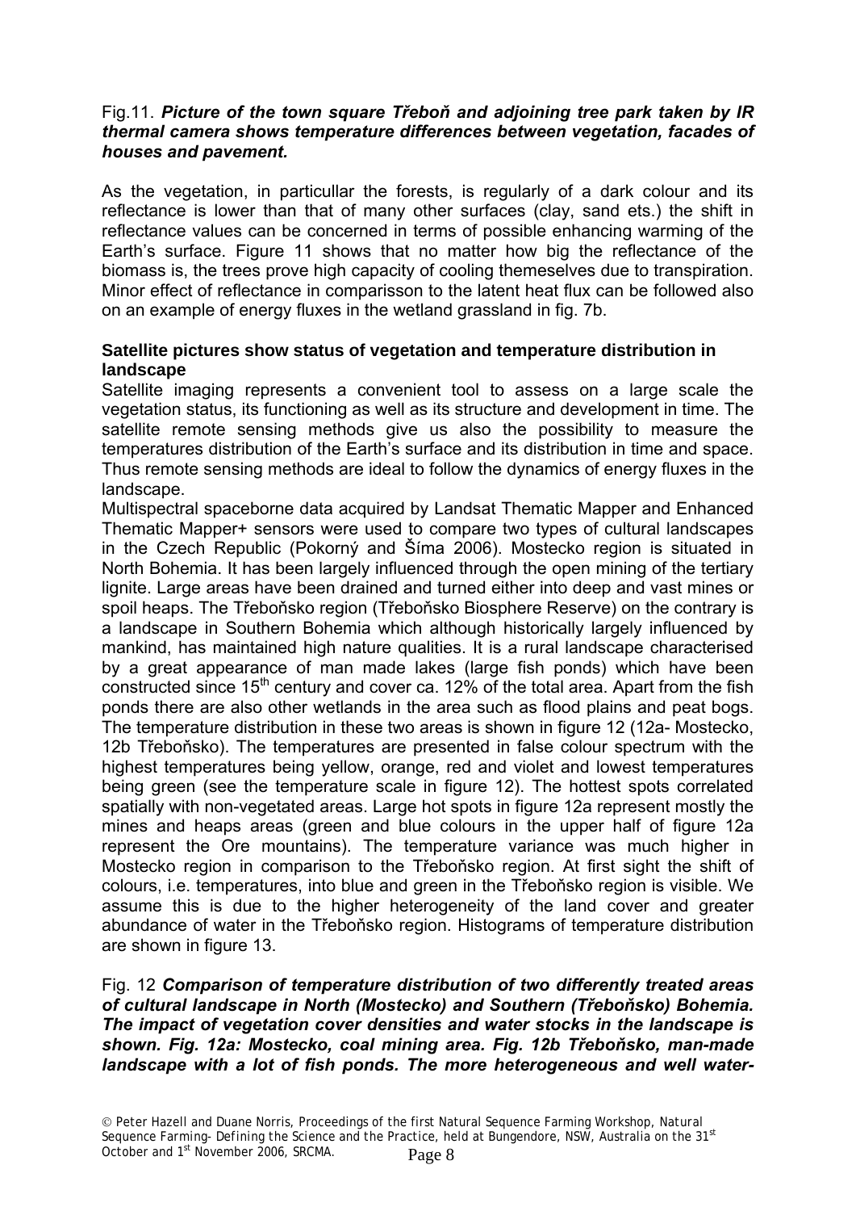Fig.11. ***Picture of the town square Třeboň and adjoining tree park taken by IR thermal camera shows temperature differences between vegetation, facades of houses and pavement.***

As the vegetation, in particullar the forests, is regularly of a dark colour and its reflectance is lower than that of many other surfaces (clay, sand ets.) the shift in reflectance values can be concerned in terms of possible enhancing warming of the Earth's surface. Figure 11 shows that no matter how big the reflectance of the biomass is, the trees prove high capacity of cooling themeselves due to transpiration. Minor effect of reflectance in comparisson to the latent heat flux can be followed also on an example of energy fluxes in the wetland grassland in fig. 7b.

**Satellite pictures show status of vegetation and temperature distribution in landscape**

Satellite imaging represents a convenient tool to assess on a large scale the vegetation status, its functioning as well as its structure and development in time. The satellite remote sensing methods give us also the possibility to measure the temperatures distribution of the Earth's surface and its distribution in time and space. Thus remote sensing methods are ideal to follow the dynamics of energy fluxes in the landscape.

Multispectral spaceborne data acquired by Landsat Thematic Mapper and Enhanced Thematic Mapper+ sensors were used to compare two types of cultural landscapes in the Czech Republic (Pokorný and Šíma 2006). Mostecko region is situated in North Bohemia. It has been largely influenced through the open mining of the tertiary lignite. Large areas have been drained and turned either into deep and vast mines or spoil heaps. The Třeboňsko region (Třeboňsko Biosphere Reserve) on the contrary is a landscape in Southern Bohemia which although historically largely influenced by mankind, has maintained high nature qualities. It is a rural landscape characterised by a great appearance of man made lakes (large fish ponds) which have been constructed since 15th century and cover ca. 12% of the total area. Apart from the fish ponds there are also other wetlands in the area such as flood plains and peat bogs. The temperature distribution in these two areas is shown in figure 12 (12a- Mostecko, 12b Třeboňsko). The temperatures are presented in false colour spectrum with the highest temperatures being yellow, orange, red and violet and lowest temperatures being green (see the temperature scale in figure 12). The hottest spots correlated spatially with non-vegetated areas. Large hot spots in figure 12a represent mostly the mines and heaps areas (green and blue colours in the upper half of figure 12a represent the Ore mountains). The temperature variance was much higher in Mostecko region in comparison to the Třeboňsko region. At first sight the shift of colours, i.e. temperatures, into blue and green in the Třeboňsko region is visible. We assume this is due to the higher heterogeneity of the land cover and greater abundance of water in the Třeboňsko region. Histograms of temperature distribution are shown in figure 13.

Fig. 12 ***Comparison of temperature distribution of two differently treated areas of cultural landscape in North (Mostecko) and Southern (Třeboňsko) Bohemia. The impact of vegetation cover densities and water stocks in the landscape is shown. Fig. 12a: Mostecko, coal mining area. Fig. 12b Třeboňsko, man-made landscape with a lot of fish ponds. The more heterogeneous and well water-***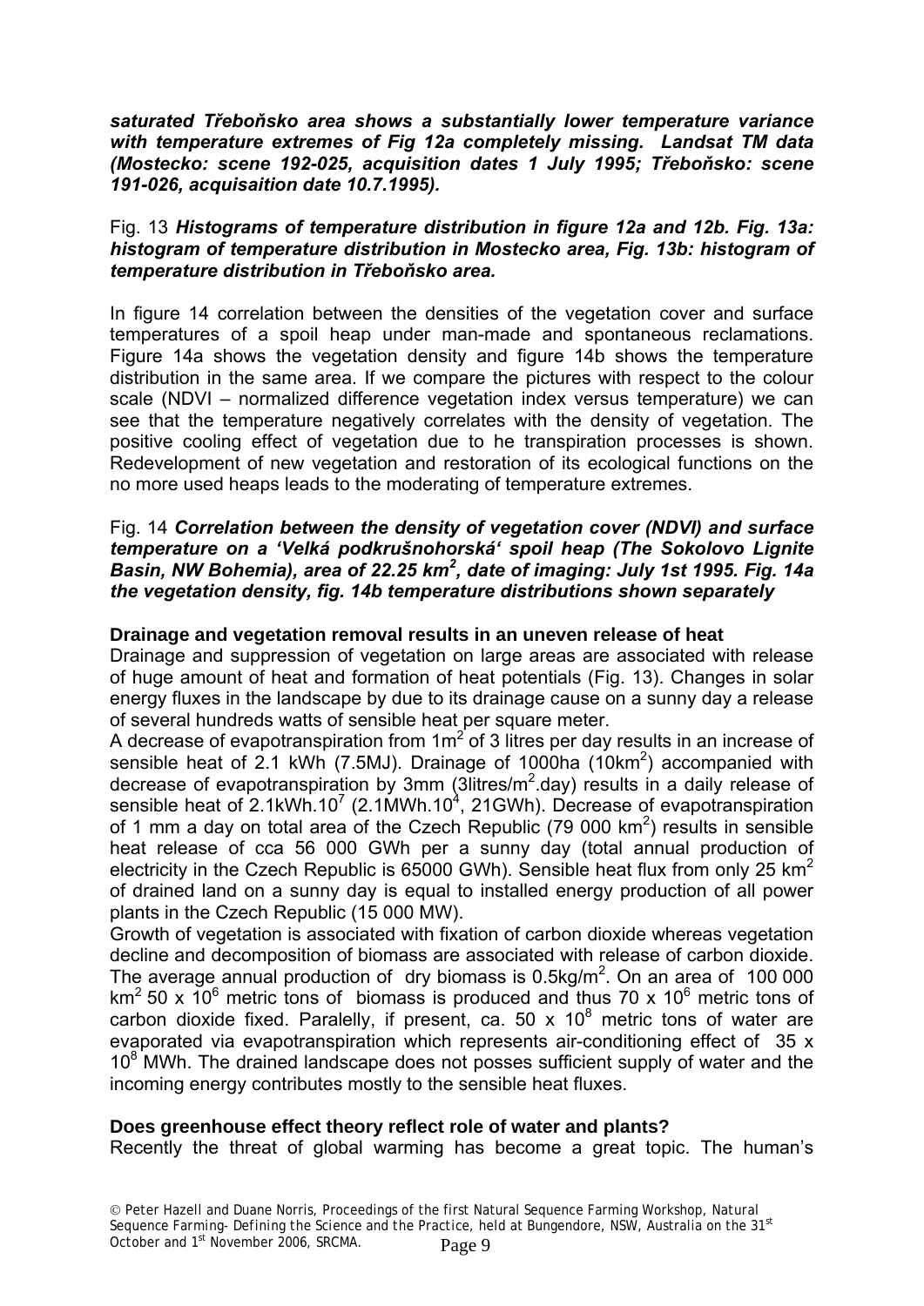***saturated Třeboňsko area shows a substantially lower temperature variance with temperature extremes of Fig 12a completely missing. Landsat TM data (Mostecko: scene 192-025, acquisition dates 1 July 1995; Třeboňsko: scene 191-026, acquisaition date 10.7.1995).***

Fig. 13 ***Histograms of temperature distribution in figure 12a and 12b. Fig. 13a: histogram of temperature distribution in Mostecko area, Fig. 13b: histogram of temperature distribution in Třeboňsko area.***

In figure 14 correlation between the densities of the vegetation cover and surface temperatures of a spoil heap under man-made and spontaneous reclamations. Figure 14a shows the vegetation density and figure 14b shows the temperature distribution in the same area. If we compare the pictures with respect to the colour scale (NDVI – normalized difference vegetation index versus temperature) we can see that the temperature negatively correlates with the density of vegetation. The positive cooling effect of vegetation due to he transpiration processes is shown. Redevelopment of new vegetation and restoration of its ecological functions on the no more used heaps leads to the moderating of temperature extremes.

Fig. 14 ***Correlation between the density of vegetation cover (NDVI) and surface temperature on a 'Velká podkrušnohorská' spoil heap (The Sokolovo Lignite Basin, NW Bohemia), area of 22.25 km$^2$, date of imaging: July 1st 1995. Fig. 14a the vegetation density, fig. 14b temperature distributions shown separately***

**Drainage and vegetation removal results in an uneven release of heat**

Drainage and suppression of vegetation on large areas are associated with release of huge amount of heat and formation of heat potentials (Fig. 13). Changes in solar energy fluxes in the landscape by due to its drainage cause on a sunny day a release of several hundreds watts of sensible heat per square meter.

A decrease of evapotranspiration from 1m$^2$ of 3 litres per day results in an increase of sensible heat of 2.1 kWh (7.5MJ). Drainage of 1000ha (10km$^2$) accompanied with decrease of evapotranspiration by 3mm (3litres/m$^2$.day) results in a daily release of sensible heat of 2.1kWh.10$^7$ (2.1MWh.10$^4$, 21GWh). Decrease of evapotranspiration of 1 mm a day on total area of the Czech Republic (79 000 km$^2$) results in sensible heat release of cca 56 000 GWh per a sunny day (total annual production of electricity in the Czech Republic is 65000 GWh). Sensible heat flux from only 25 km$^2$ of drained land on a sunny day is equal to installed energy production of all power plants in the Czech Republic (15 000 MW).

Growth of vegetation is associated with fixation of carbon dioxide whereas vegetation decline and decomposition of biomass are associated with release of carbon dioxide. The average annual production of dry biomass is 0.5kg/m$^2$. On an area of 100 000 km$^2$ 50 x 10$^6$ metric tons of biomass is produced and thus 70 x 10$^6$ metric tons of carbon dioxide fixed. Paralelly, if present, ca. 50 x 10$^8$ metric tons of water are evaporated via evapotranspiration which represents air-conditioning effect of 35 x 10$^8$ MWh. The drained landscape does not posses sufficient supply of water and the incoming energy contributes mostly to the sensible heat fluxes.

**Does greenhouse effect theory reflect role of water and plants?**

Recently the threat of global warming has become a great topic. The human's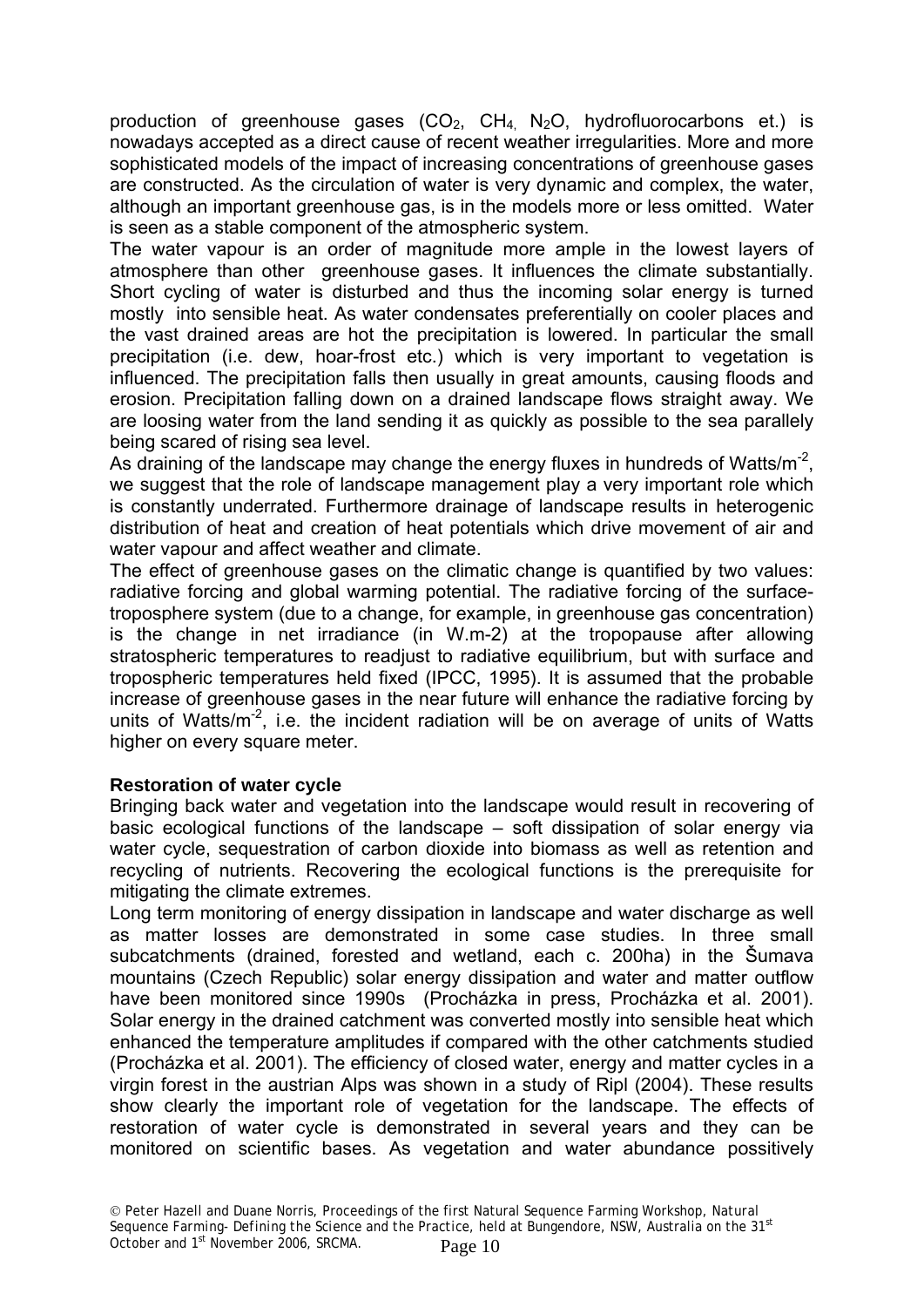production of greenhouse gases ($CO_2$, $CH_4$, $N_2O$, hydrofluorocarbons et.) is nowadays accepted as a direct cause of recent weather irregularities. More and more sophisticated models of the impact of increasing concentrations of greenhouse gases are constructed. As the circulation of water is very dynamic and complex, the water, although an important greenhouse gas, is in the models more or less omitted. Water is seen as a stable component of the atmospheric system.

The water vapour is an order of magnitude more ample in the lowest layers of atmosphere than other greenhouse gases. It influences the climate substantially. Short cycling of water is disturbed and thus the incoming solar energy is turned mostly into sensible heat. As water condensates preferentially on cooler places and the vast drained areas are hot the precipitation is lowered. In particular the small precipitation (i.e. dew, hoar-frost etc.) which is very important to vegetation is influenced. The precipitation falls then usually in great amounts, causing floods and erosion. Precipitation falling down on a drained landscape flows straight away. We are loosing water from the land sending it as quickly as possible to the sea parallely being scared of rising sea level.

As draining of the landscape may change the energy fluxes in hundreds of Watts/m$^{-2}$, we suggest that the role of landscape management play a very important role which is constantly underrated. Furthermore drainage of landscape results in heterogenic distribution of heat and creation of heat potentials which drive movement of air and water vapour and affect weather and climate.

The effect of greenhouse gases on the climatic change is quantified by two values: radiative forcing and global warming potential. The radiative forcing of the surface-troposphere system (due to a change, for example, in greenhouse gas concentration) is the change in net irradiance (in W.m-2) at the tropopause after allowing stratospheric temperatures to readjust to radiative equilibrium, but with surface and tropospheric temperatures held fixed (IPCC, 1995). It is assumed that the probable increase of greenhouse gases in the near future will enhance the radiative forcing by units of Watts/m$^{-2}$, i.e. the incident radiation will be on average of units of Watts higher on every square meter.

**Restoration of water cycle**

Bringing back water and vegetation into the landscape would result in recovering of basic ecological functions of the landscape – soft dissipation of solar energy via water cycle, sequestration of carbon dioxide into biomass as well as retention and recycling of nutrients. Recovering the ecological functions is the prerequisite for mitigating the climate extremes.

Long term monitoring of energy dissipation in landscape and water discharge as well as matter losses are demonstrated in some case studies. In three small subcatchments (drained, forested and wetland, each c. 200ha) in the Šumava mountains (Czech Republic) solar energy dissipation and water and matter outflow have been monitored since 1990s (Procházka in press, Procházka et al. 2001). Solar energy in the drained catchment was converted mostly into sensible heat which enhanced the temperature amplitudes if compared with the other catchments studied (Procházka et al. 2001). The efficiency of closed water, energy and matter cycles in a virgin forest in the austrian Alps was shown in a study of Ripl (2004). These results show clearly the important role of vegetation for the landscape. The effects of restoration of water cycle is demonstrated in several years and they can be monitored on scientific bases. As vegetation and water abundance possitively

© Peter Hazell and Duane Norris, Proceedings of the first Natural Sequence Farming Workshop, Natural Sequence Farming- Defining the Science and the Practice, held at Bungendore, NSW, Australia on the 31st October and 1st November 2006, SRCMA.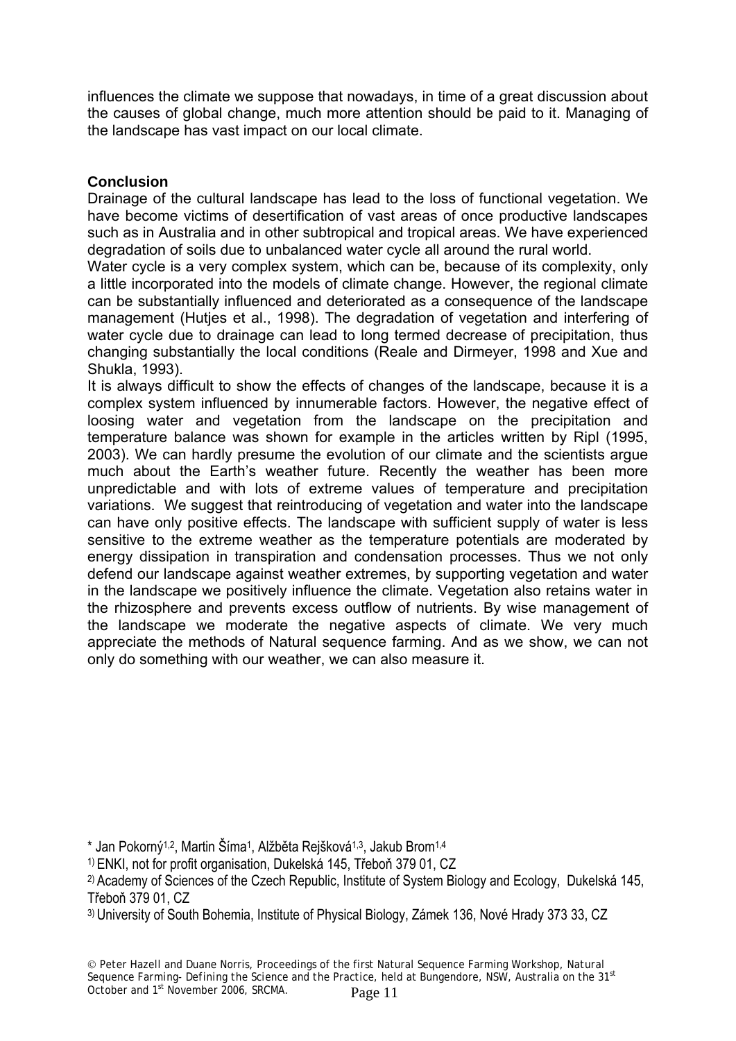influences the climate we suppose that nowadays, in time of a great discussion about the causes of global change, much more attention should be paid to it. Managing of the landscape has vast impact on our local climate.

## Conclusion

Drainage of the cultural landscape has lead to the loss of functional vegetation. We have become victims of desertification of vast areas of once productive landscapes such as in Australia and in other subtropical and tropical areas. We have experienced degradation of soils due to unbalanced water cycle all around the rural world.

Water cycle is a very complex system, which can be, because of its complexity, only a little incorporated into the models of climate change. However, the regional climate can be substantially influenced and deteriorated as a consequence of the landscape management (Hutjes et al., 1998). The degradation of vegetation and interfering of water cycle due to drainage can lead to long termed decrease of precipitation, thus changing substantially the local conditions (Reale and Dirmeyer, 1998 and Xue and Shukla, 1993).

It is always difficult to show the effects of changes of the landscape, because it is a complex system influenced by innumerable factors. However, the negative effect of loosing water and vegetation from the landscape on the precipitation and temperature balance was shown for example in the articles written by Ripl (1995, 2003). We can hardly presume the evolution of our climate and the scientists argue much about the Earth's weather future. Recently the weather has been more unpredictable and with lots of extreme values of temperature and precipitation variations. We suggest that reintroducing of vegetation and water into the landscape can have only positive effects. The landscape with sufficient supply of water is less sensitive to the extreme weather as the temperature potentials are moderated by energy dissipation in transpiration and condensation processes. Thus we not only defend our landscape against weather extremes, by supporting vegetation and water in the landscape we positively influence the climate. Vegetation also retains water in the rhizosphere and prevents excess outflow of nutrients. By wise management of the landscape we moderate the negative aspects of climate. We very much appreciate the methods of Natural sequence farming. And as we show, we can not only do something with our weather, we can also measure it.

\* Jan Pokorný[1,2], Martin Šíma[1], Alžběta Rejšková[1,3], Jakub Brom[1,4]

[1] ENKI, not for profit organisation, Dukelská 145, Třeboň 379 01, CZ

[2] Academy of Sciences of the Czech Republic, Institute of System Biology and Ecology, Dukelská 145, Třeboň 379 01, CZ

[3] University of South Bohemia, Institute of Physical Biology, Zámek 136, Nové Hrady 373 33, CZ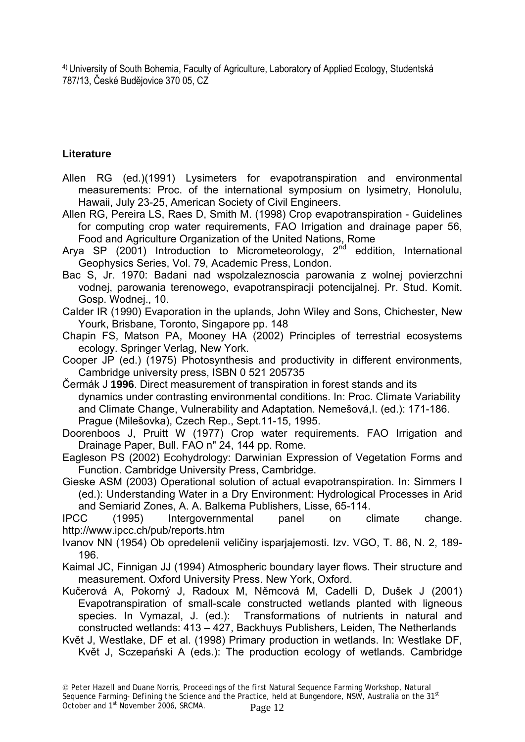[4)] University of South Bohemia, Faculty of Agriculture, Laboratory of Applied Ecology, Studentská 787/13, České Budějovice 370 05, CZ

**Literature**

Allen RG (ed.)(1991) Lysimeters for evapotranspiration and environmental measurements: Proc. of the international symposium on lysimetry, Honolulu, Hawaii, July 23-25, American Society of Civil Engineers.

Allen RG, Pereira LS, Raes D, Smith M. (1998) Crop evapotranspiration - Guidelines for computing crop water requirements, FAO Irrigation and drainage paper 56, Food and Agriculture Organization of the United Nations, Rome

Arya SP (2001) Introduction to Micrometeorology, 2nd eddition, International Geophysics Series, Vol. 79, Academic Press, London.

Bac S, Jr. 1970: Badani nad wspolzaleznoscia parowania z wolnej povierzchni vodnej, parowania terenowego, evapotranspiracji potencijalnej. Pr. Stud. Komit. Gosp. Wodnej., 10.

Calder IR (1990) Evaporation in the uplands, John Wiley and Sons, Chichester, New Yourk, Brisbane, Toronto, Singapore pp. 148

Chapin FS, Matson PA, Mooney HA (2002) Principles of terrestrial ecosystems ecology. Springer Verlag, New York.

Cooper JP (ed.) (1975) Photosynthesis and productivity in different environments, Cambridge university press, ISBN 0 521 205735

Čermák J **1996**. Direct measurement of transpiration in forest stands and its dynamics under contrasting environmental conditions. In: Proc. Climate Variability and Climate Change, Vulnerability and Adaptation. Nemešová,I. (ed.): 171-186. Prague (Milešovka), Czech Rep., Sept.11-15, 1995.

Doorenboos J, Pruitt W (1977) Crop water requirements. FAO Irrigation and Drainage Paper, Bull. FAO n" 24, 144 pp. Rome.

Eagleson PS (2002) Ecohydrology: Darwinian Expression of Vegetation Forms and Function. Cambridge University Press, Cambridge.

Gieske ASM (2003) Operational solution of actual evapotranspiration. In: Simmers I (ed.): Understanding Water in a Dry Environment: Hydrological Processes in Arid and Semiarid Zones, A. A. Balkema Publishers, Lisse, 65-114.

IPCC (1995) Intergovernmental panel on climate change. http://www.ipcc.ch/pub/reports.htm

Ivanov NN (1954) Ob opredelenii veličiny isparjajemosti. Izv. VGO, T. 86, N. 2, 189-196.

Kaimal JC, Finnigan JJ (1994) Atmospheric boundary layer flows. Their structure and measurement. Oxford University Press. New York, Oxford.

Kučerová A, Pokorný J, Radoux M, Němcová M, Cadelli D, Dušek J (2001) Evapotranspiration of small-scale constructed wetlands planted with ligneous species. In Vymazal, J. (ed.): Transformations of nutrients in natural and constructed wetlands: 413 – 427, Backhuys Publishers, Leiden, The Netherlands

Květ J, Westlake, DF et al. (1998) Primary production in wetlands. In: Westlake DF, Květ J, Sczepański A (eds.): The production ecology of wetlands. Cambridge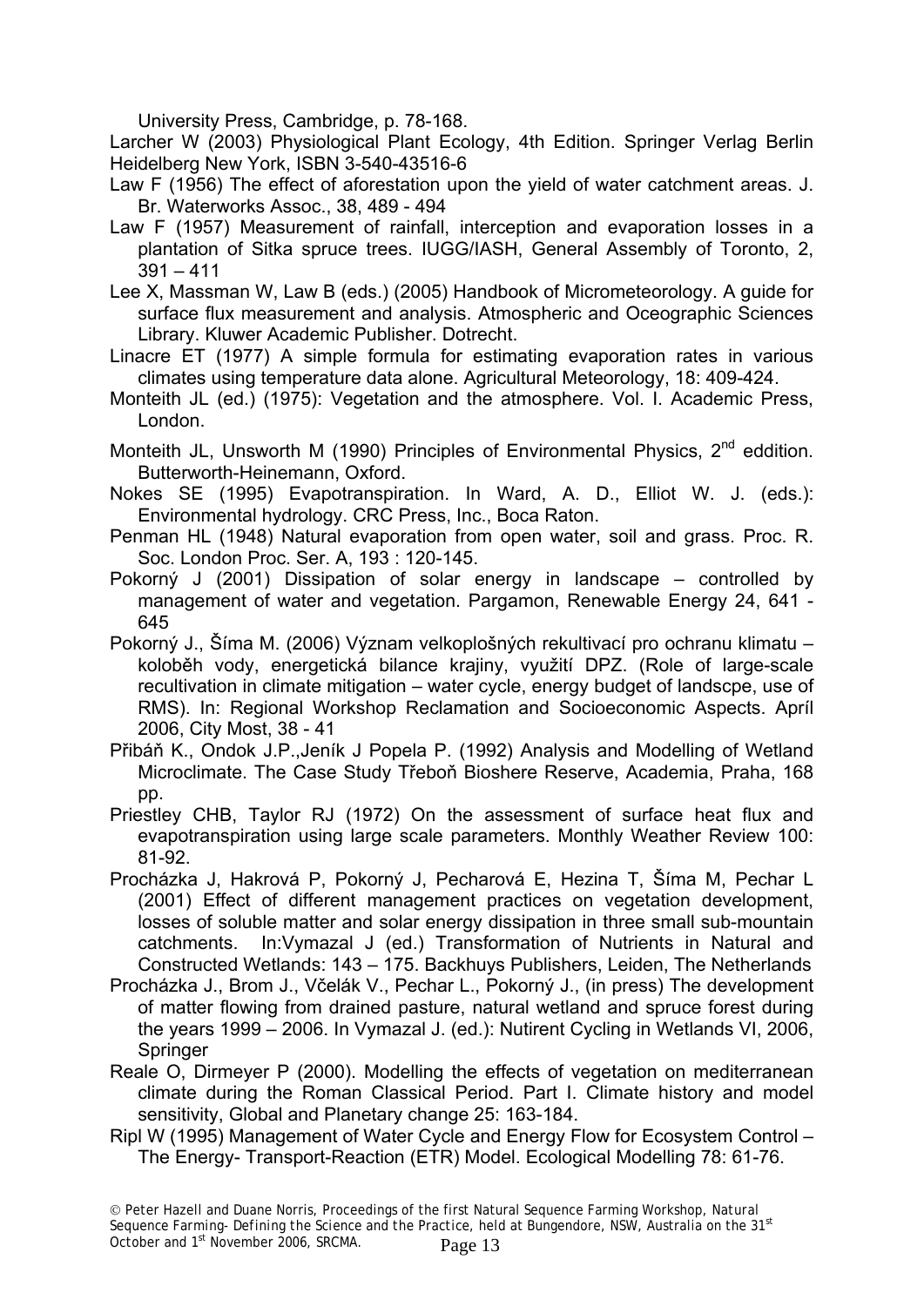University Press, Cambridge, p. 78-168.

Larcher W (2003) Physiological Plant Ecology, 4th Edition. Springer Verlag Berlin Heidelberg New York, ISBN 3-540-43516-6

Law F (1956) The effect of aforestation upon the yield of water catchment areas. J. Br. Waterworks Assoc., 38, 489 - 494

Law F (1957) Measurement of rainfall, interception and evaporation losses in a plantation of Sitka spruce trees. IUGG/IASH, General Assembly of Toronto, 2, 391 – 411

Lee X, Massman W, Law B (eds.) (2005) Handbook of Micrometeorology. A guide for surface flux measurement and analysis. Atmospheric and Oceographic Sciences Library. Kluwer Academic Publisher. Dotrecht.

Linacre ET (1977) A simple formula for estimating evaporation rates in various climates using temperature data alone. Agricultural Meteorology, 18: 409-424.

Monteith JL (ed.) (1975): Vegetation and the atmosphere. Vol. I. Academic Press, London.

Monteith JL, Unsworth M (1990) Principles of Environmental Physics, 2nd eddition. Butterworth-Heinemann, Oxford.

Nokes SE (1995) Evapotranspiration. In Ward, A. D., Elliot W. J. (eds.): Environmental hydrology. CRC Press, Inc., Boca Raton.

Penman HL (1948) Natural evaporation from open water, soil and grass. Proc. R. Soc. London Proc. Ser. A, 193 : 120-145.

Pokorný J (2001) Dissipation of solar energy in landscape – controlled by management of water and vegetation. Pargamon, Renewable Energy 24, 641 - 645

Pokorný J., Šíma M. (2006) Význam velkoplošných rekultivací pro ochranu klimatu – koloběh vody, energetická bilance krajiny, využití DPZ. (Role of large-scale recultivation in climate mitigation – water cycle, energy budget of landscpe, use of RMS). In: Regional Workshop Reclamation and Socioeconomic Aspects. Apríl 2006, City Most, 38 - 41

Přibáň K., Ondok J.P.,Jeník J Popela P. (1992) Analysis and Modelling of Wetland Microclimate. The Case Study Třeboň Bioshere Reserve, Academia, Praha, 168 pp.

Priestley CHB, Taylor RJ (1972) On the assessment of surface heat flux and evapotranspiration using large scale parameters. Monthly Weather Review 100: 81-92.

Procházka J, Hakrová P, Pokorný J, Pecharová E, Hezina T, Šíma M, Pechar L (2001) Effect of different management practices on vegetation development, losses of soluble matter and solar energy dissipation in three small sub-mountain catchments. In:Vymazal J (ed.) Transformation of Nutrients in Natural and Constructed Wetlands: 143 – 175. Backhuys Publishers, Leiden, The Netherlands

Procházka J., Brom J., Včelák V., Pechar L., Pokorný J., (in press) The development of matter flowing from drained pasture, natural wetland and spruce forest during the years 1999 – 2006. In Vymazal J. (ed.): Nutirent Cycling in Wetlands VI, 2006, Springer

Reale O, Dirmeyer P (2000). Modelling the effects of vegetation on mediterranean climate during the Roman Classical Period. Part I. Climate history and model sensitivity, Global and Planetary change 25: 163-184.

Ripl W (1995) Management of Water Cycle and Energy Flow for Ecosystem Control – The Energy- Transport-Reaction (ETR) Model. Ecological Modelling 78: 61-76.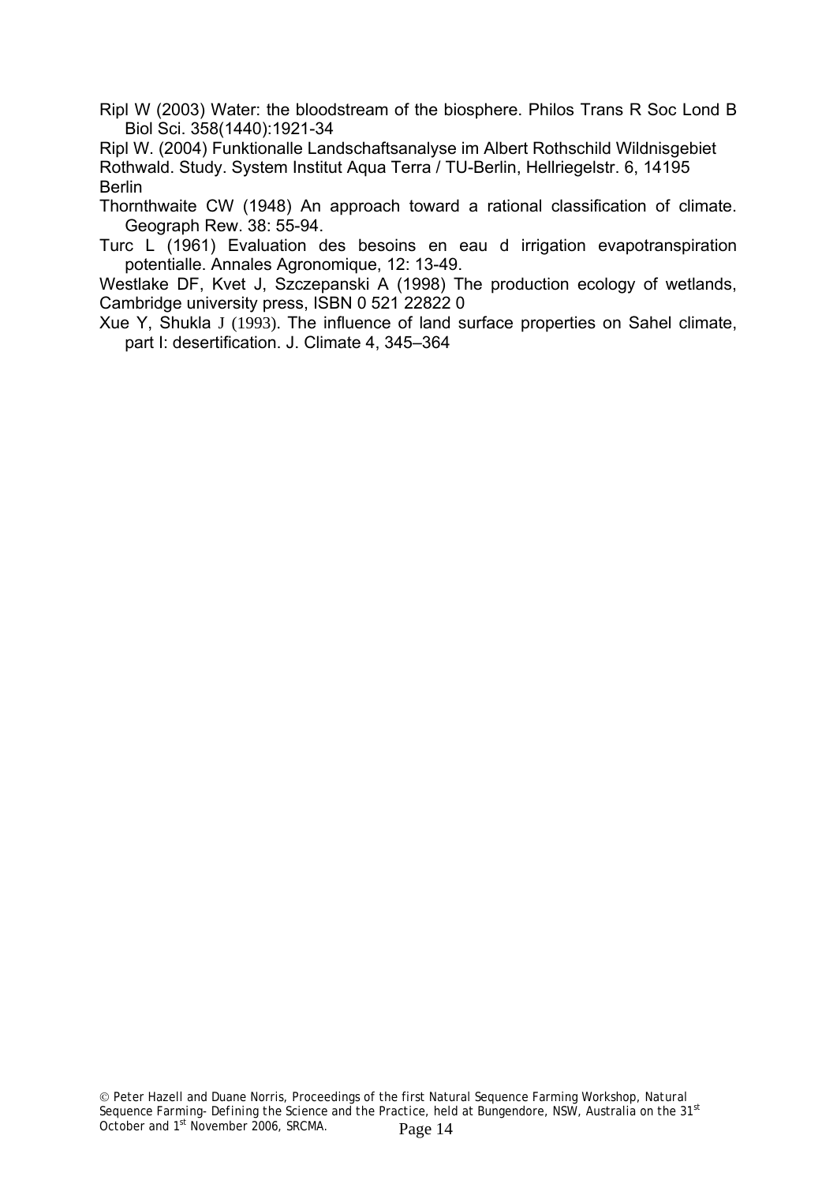Ripl W (2003) Water: the bloodstream of the biosphere. Philos Trans R Soc Lond B Biol Sci. 358(1440):1921-34

Ripl W. (2004) Funktionalle Landschaftsanalyse im Albert Rothschild Wildnisgebiet Rothwald. Study. System Institut Aqua Terra / TU-Berlin, Hellriegelstr. 6, 14195 Berlin

Thornthwaite CW (1948) An approach toward a rational classification of climate. Geograph Rew. 38: 55-94.

Turc L (1961) Evaluation des besoins en eau d irrigation evapotranspiration potentialle. Annales Agronomique, 12: 13-49.

Westlake DF, Kvet J, Szczepanski A (1998) The production ecology of wetlands, Cambridge university press, ISBN 0 521 22822 0

Xue Y, Shukla J (1993). The influence of land surface properties on Sahel climate, part I: desertification. J. Climate 4, 345–364